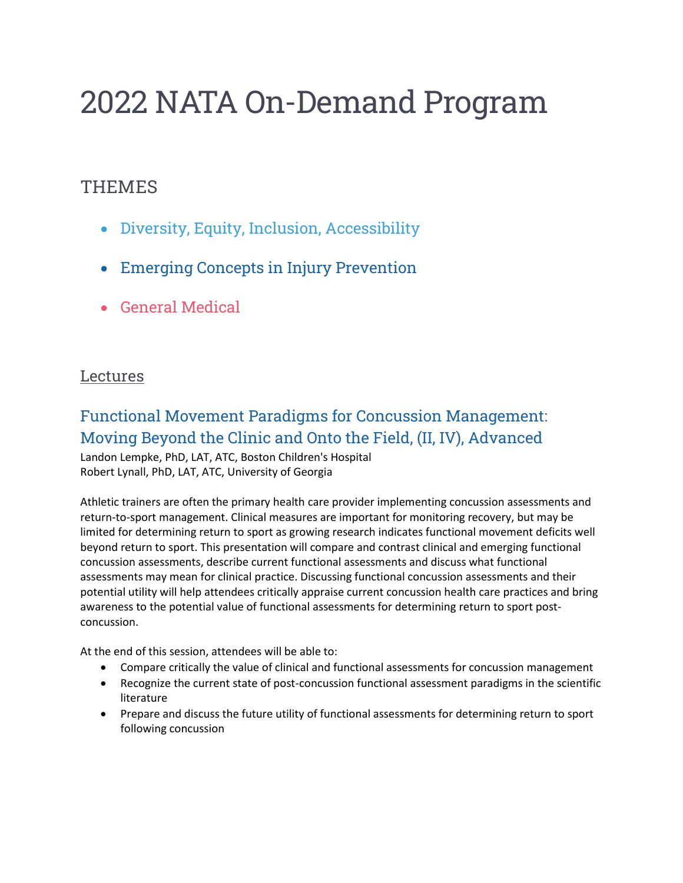# 2022 NATA On-Demand Program

## THEMES

- Diversity, Equity, Inclusion, Accessibility
- Emerging Concepts in Injury Prevention
- General Medical

## Lectures

### Functional Movement Paradigms for Concussion Management: Moving Beyond the Clinic and Onto the Field, (II, IV), Advanced

Landon Lempke, PhD, LAT, ATC, Boston Children's Hospital
Robert Lynall, PhD, LAT, ATC, University of Georgia

Athletic trainers are often the primary health care provider implementing concussion assessments and return-to-sport management. Clinical measures are important for monitoring recovery, but may be limited for determining return to sport as growing research indicates functional movement deficits well beyond return to sport. This presentation will compare and contrast clinical and emerging functional concussion assessments, describe current functional assessments and discuss what functional assessments may mean for clinical practice. Discussing functional concussion assessments and their potential utility will help attendees critically appraise current concussion health care practices and bring awareness to the potential value of functional assessments for determining return to sport post-concussion.

At the end of this session, attendees will be able to:

- Compare critically the value of clinical and functional assessments for concussion management
- Recognize the current state of post-concussion functional assessment paradigms in the scientific literature
- Prepare and discuss the future utility of functional assessments for determining return to sport following concussion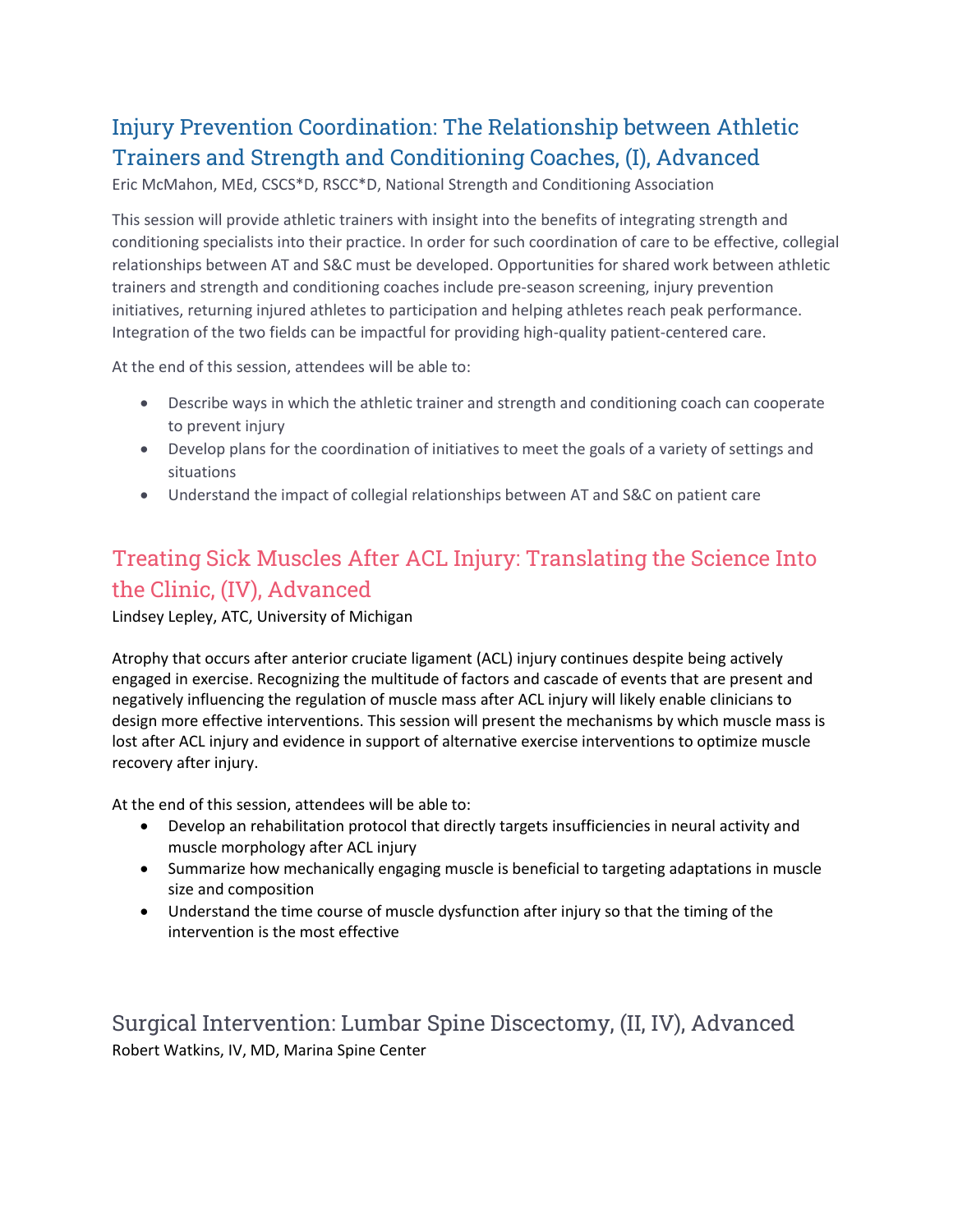## Injury Prevention Coordination: The Relationship between Athletic Trainers and Strength and Conditioning Coaches, (I), Advanced

Eric McMahon, MEd, CSCS*D, RSCC*D, National Strength and Conditioning Association

This session will provide athletic trainers with insight into the benefits of integrating strength and conditioning specialists into their practice. In order for such coordination of care to be effective, collegial relationships between AT and S&C must be developed. Opportunities for shared work between athletic trainers and strength and conditioning coaches include pre-season screening, injury prevention initiatives, returning injured athletes to participation and helping athletes reach peak performance. Integration of the two fields can be impactful for providing high-quality patient-centered care.

At the end of this session, attendees will be able to:

- Describe ways in which the athletic trainer and strength and conditioning coach can cooperate to prevent injury
- Develop plans for the coordination of initiatives to meet the goals of a variety of settings and situations
- Understand the impact of collegial relationships between AT and S&C on patient care

## Treating Sick Muscles After ACL Injury: Translating the Science Into the Clinic, (IV), Advanced

Lindsey Lepley, ATC, University of Michigan

Atrophy that occurs after anterior cruciate ligament (ACL) injury continues despite being actively engaged in exercise. Recognizing the multitude of factors and cascade of events that are present and negatively influencing the regulation of muscle mass after ACL injury will likely enable clinicians to design more effective interventions. This session will present the mechanisms by which muscle mass is lost after ACL injury and evidence in support of alternative exercise interventions to optimize muscle recovery after injury.

At the end of this session, attendees will be able to:

- Develop an rehabilitation protocol that directly targets insufficiencies in neural activity and muscle morphology after ACL injury
- Summarize how mechanically engaging muscle is beneficial to targeting adaptations in muscle size and composition
- Understand the time course of muscle dysfunction after injury so that the timing of the intervention is the most effective

## Surgical Intervention: Lumbar Spine Discectomy, (II, IV), Advanced

Robert Watkins, IV, MD, Marina Spine Center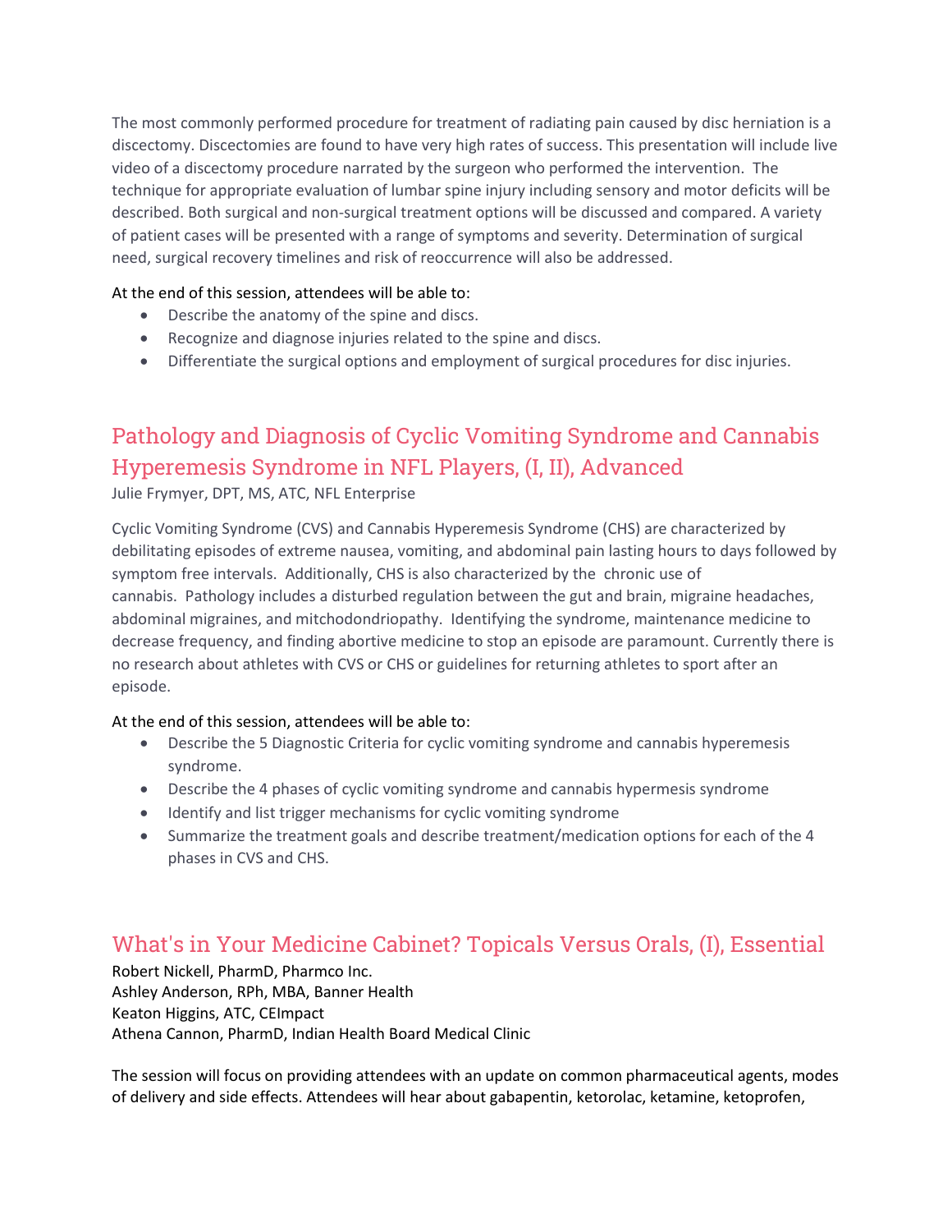The most commonly performed procedure for treatment of radiating pain caused by disc herniation is a discectomy. Discectomies are found to have very high rates of success. This presentation will include live video of a discectomy procedure narrated by the surgeon who performed the intervention. The technique for appropriate evaluation of lumbar spine injury including sensory and motor deficits will be described. Both surgical and non-surgical treatment options will be discussed and compared. A variety of patient cases will be presented with a range of symptoms and severity. Determination of surgical need, surgical recovery timelines and risk of reoccurrence will also be addressed.

At the end of this session, attendees will be able to:

- Describe the anatomy of the spine and discs.
- Recognize and diagnose injuries related to the spine and discs.
- Differentiate the surgical options and employment of surgical procedures for disc injuries.

## Pathology and Diagnosis of Cyclic Vomiting Syndrome and Cannabis Hyperemesis Syndrome in NFL Players, (I, II), Advanced

Julie Frymyer, DPT, MS, ATC, NFL Enterprise

Cyclic Vomiting Syndrome (CVS) and Cannabis Hyperemesis Syndrome (CHS) are characterized by debilitating episodes of extreme nausea, vomiting, and abdominal pain lasting hours to days followed by symptom free intervals. Additionally, CHS is also characterized by the chronic use of cannabis. Pathology includes a disturbed regulation between the gut and brain, migraine headaches, abdominal migraines, and mitchodondriopathy. Identifying the syndrome, maintenance medicine to decrease frequency, and finding abortive medicine to stop an episode are paramount. Currently there is no research about athletes with CVS or CHS or guidelines for returning athletes to sport after an episode.

At the end of this session, attendees will be able to:

- Describe the 5 Diagnostic Criteria for cyclic vomiting syndrome and cannabis hyperemesis syndrome.
- Describe the 4 phases of cyclic vomiting syndrome and cannabis hypermesis syndrome
- Identify and list trigger mechanisms for cyclic vomiting syndrome
- Summarize the treatment goals and describe treatment/medication options for each of the 4 phases in CVS and CHS.

## What's in Your Medicine Cabinet? Topicals Versus Orals, (I), Essential

Robert Nickell, PharmD, Pharmco Inc.
Ashley Anderson, RPh, MBA, Banner Health
Keaton Higgins, ATC, CEImpact
Athena Cannon, PharmD, Indian Health Board Medical Clinic

The session will focus on providing attendees with an update on common pharmaceutical agents, modes of delivery and side effects. Attendees will hear about gabapentin, ketorolac, ketamine, ketoprofen,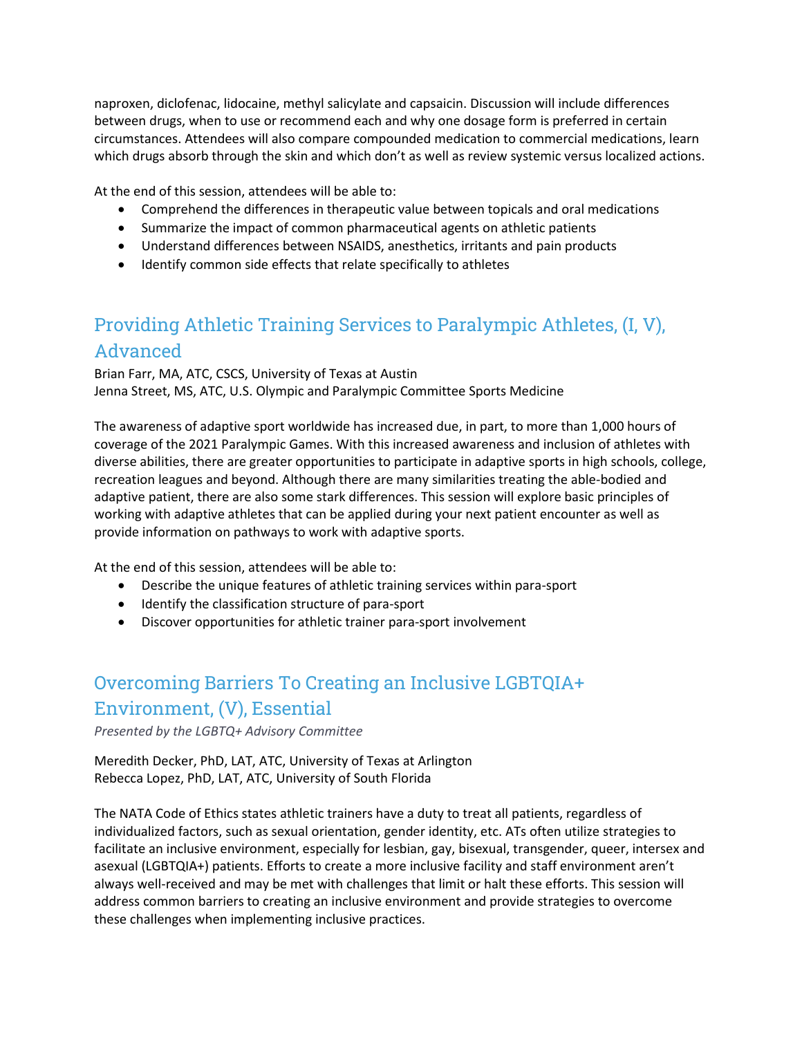naproxen, diclofenac, lidocaine, methyl salicylate and capsaicin. Discussion will include differences between drugs, when to use or recommend each and why one dosage form is preferred in certain circumstances. Attendees will also compare compounded medication to commercial medications, learn which drugs absorb through the skin and which don't as well as review systemic versus localized actions.

At the end of this session, attendees will be able to:

- Comprehend the differences in therapeutic value between topicals and oral medications
- Summarize the impact of common pharmaceutical agents on athletic patients
- Understand differences between NSAIDS, anesthetics, irritants and pain products
- Identify common side effects that relate specifically to athletes

## Providing Athletic Training Services to Paralympic Athletes, (I, V), Advanced

Brian Farr, MA, ATC, CSCS, University of Texas at Austin
Jenna Street, MS, ATC, U.S. Olympic and Paralympic Committee Sports Medicine

The awareness of adaptive sport worldwide has increased due, in part, to more than 1,000 hours of coverage of the 2021 Paralympic Games. With this increased awareness and inclusion of athletes with diverse abilities, there are greater opportunities to participate in adaptive sports in high schools, college, recreation leagues and beyond. Although there are many similarities treating the able-bodied and adaptive patient, there are also some stark differences. This session will explore basic principles of working with adaptive athletes that can be applied during your next patient encounter as well as provide information on pathways to work with adaptive sports.

At the end of this session, attendees will be able to:

- Describe the unique features of athletic training services within para-sport
- Identify the classification structure of para-sport
- Discover opportunities for athletic trainer para-sport involvement

## Overcoming Barriers To Creating an Inclusive LGBTQIA+ Environment, (V), Essential

*Presented by the LGBTQ+ Advisory Committee*

Meredith Decker, PhD, LAT, ATC, University of Texas at Arlington
Rebecca Lopez, PhD, LAT, ATC, University of South Florida

The NATA Code of Ethics states athletic trainers have a duty to treat all patients, regardless of individualized factors, such as sexual orientation, gender identity, etc. ATs often utilize strategies to facilitate an inclusive environment, especially for lesbian, gay, bisexual, transgender, queer, intersex and asexual (LGBTQIA+) patients. Efforts to create a more inclusive facility and staff environment aren't always well-received and may be met with challenges that limit or halt these efforts. This session will address common barriers to creating an inclusive environment and provide strategies to overcome these challenges when implementing inclusive practices.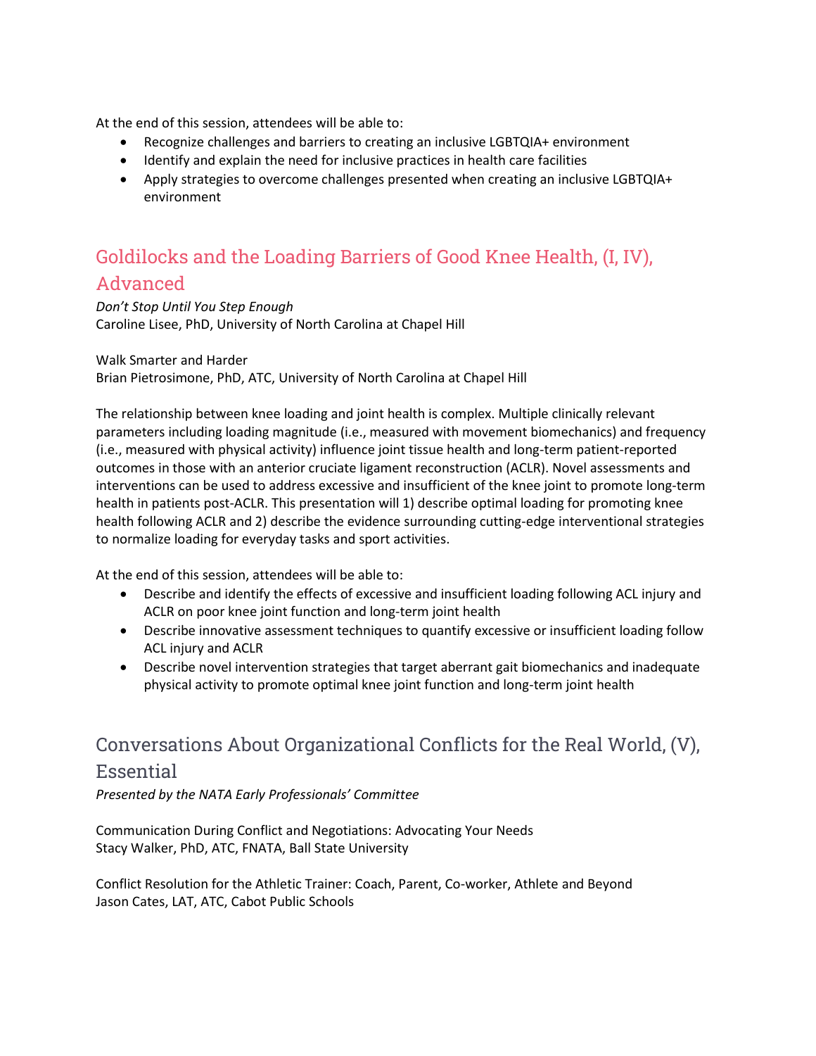At the end of this session, attendees will be able to:

- Recognize challenges and barriers to creating an inclusive LGBTQIA+ environment
- Identify and explain the need for inclusive practices in health care facilities
- Apply strategies to overcome challenges presented when creating an inclusive LGBTQIA+ environment

## Goldilocks and the Loading Barriers of Good Knee Health, (I, IV), Advanced

*Don't Stop Until You Step Enough*
Caroline Lisee, PhD, University of North Carolina at Chapel Hill

Walk Smarter and Harder
Brian Pietrosimone, PhD, ATC, University of North Carolina at Chapel Hill

The relationship between knee loading and joint health is complex. Multiple clinically relevant parameters including loading magnitude (i.e., measured with movement biomechanics) and frequency (i.e., measured with physical activity) influence joint tissue health and long-term patient-reported outcomes in those with an anterior cruciate ligament reconstruction (ACLR). Novel assessments and interventions can be used to address excessive and insufficient of the knee joint to promote long-term health in patients post-ACLR. This presentation will 1) describe optimal loading for promoting knee health following ACLR and 2) describe the evidence surrounding cutting-edge interventional strategies to normalize loading for everyday tasks and sport activities.

At the end of this session, attendees will be able to:

- Describe and identify the effects of excessive and insufficient loading following ACL injury and ACLR on poor knee joint function and long-term joint health
- Describe innovative assessment techniques to quantify excessive or insufficient loading follow ACL injury and ACLR
- Describe novel intervention strategies that target aberrant gait biomechanics and inadequate physical activity to promote optimal knee joint function and long-term joint health

## Conversations About Organizational Conflicts for the Real World, (V), Essential

*Presented by the NATA Early Professionals' Committee*

Communication During Conflict and Negotiations: Advocating Your Needs
Stacy Walker, PhD, ATC, FNATA, Ball State University

Conflict Resolution for the Athletic Trainer: Coach, Parent, Co-worker, Athlete and Beyond
Jason Cates, LAT, ATC, Cabot Public Schools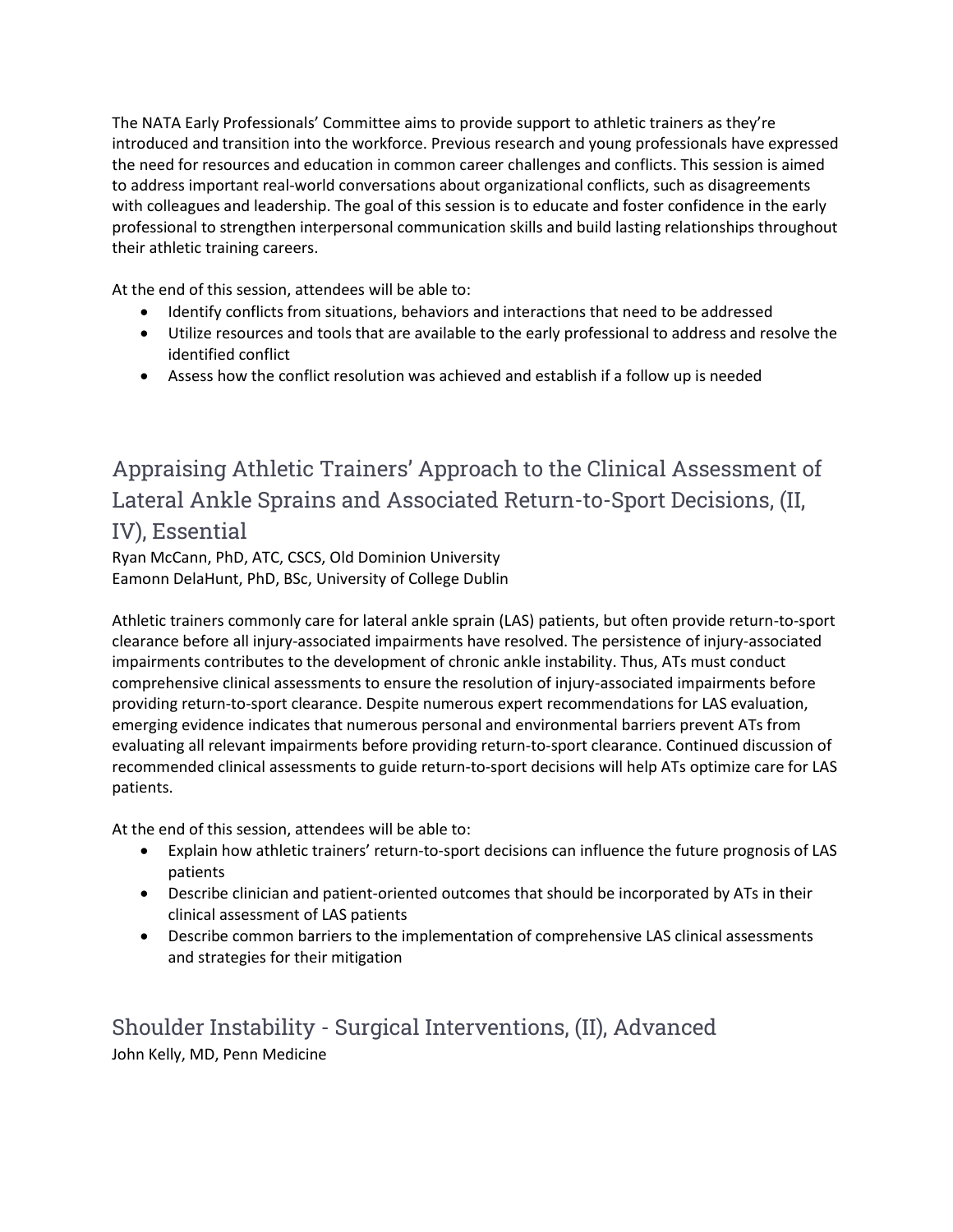The NATA Early Professionals' Committee aims to provide support to athletic trainers as they're introduced and transition into the workforce. Previous research and young professionals have expressed the need for resources and education in common career challenges and conflicts. This session is aimed to address important real-world conversations about organizational conflicts, such as disagreements with colleagues and leadership. The goal of this session is to educate and foster confidence in the early professional to strengthen interpersonal communication skills and build lasting relationships throughout their athletic training careers.

At the end of this session, attendees will be able to:

- Identify conflicts from situations, behaviors and interactions that need to be addressed
- Utilize resources and tools that are available to the early professional to address and resolve the identified conflict
- Assess how the conflict resolution was achieved and establish if a follow up is needed

## Appraising Athletic Trainers' Approach to the Clinical Assessment of Lateral Ankle Sprains and Associated Return-to-Sport Decisions, (II, IV), Essential

Ryan McCann, PhD, ATC, CSCS, Old Dominion University
Eamonn DelaHunt, PhD, BSc, University of College Dublin

Athletic trainers commonly care for lateral ankle sprain (LAS) patients, but often provide return-to-sport clearance before all injury-associated impairments have resolved. The persistence of injury-associated impairments contributes to the development of chronic ankle instability. Thus, ATs must conduct comprehensive clinical assessments to ensure the resolution of injury-associated impairments before providing return-to-sport clearance. Despite numerous expert recommendations for LAS evaluation, emerging evidence indicates that numerous personal and environmental barriers prevent ATs from evaluating all relevant impairments before providing return-to-sport clearance. Continued discussion of recommended clinical assessments to guide return-to-sport decisions will help ATs optimize care for LAS patients.

At the end of this session, attendees will be able to:

- Explain how athletic trainers' return-to-sport decisions can influence the future prognosis of LAS patients
- Describe clinician and patient-oriented outcomes that should be incorporated by ATs in their clinical assessment of LAS patients
- Describe common barriers to the implementation of comprehensive LAS clinical assessments and strategies for their mitigation

## Shoulder Instability - Surgical Interventions, (II), Advanced

John Kelly, MD, Penn Medicine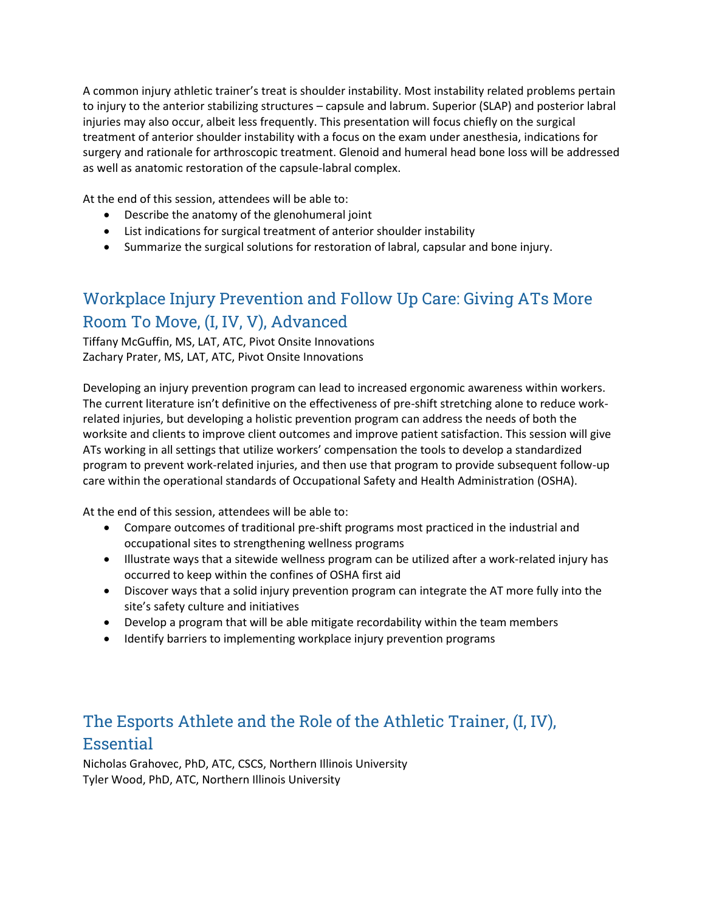A common injury athletic trainer's treat is shoulder instability. Most instability related problems pertain to injury to the anterior stabilizing structures – capsule and labrum. Superior (SLAP) and posterior labral injuries may also occur, albeit less frequently. This presentation will focus chiefly on the surgical treatment of anterior shoulder instability with a focus on the exam under anesthesia, indications for surgery and rationale for arthroscopic treatment. Glenoid and humeral head bone loss will be addressed as well as anatomic restoration of the capsule-labral complex.

At the end of this session, attendees will be able to:

- Describe the anatomy of the glenohumeral joint
- List indications for surgical treatment of anterior shoulder instability
- Summarize the surgical solutions for restoration of labral, capsular and bone injury.

## Workplace Injury Prevention and Follow Up Care: Giving ATs More Room To Move, (I, IV, V), Advanced

Tiffany McGuffin, MS, LAT, ATC, Pivot Onsite Innovations
Zachary Prater, MS, LAT, ATC, Pivot Onsite Innovations

Developing an injury prevention program can lead to increased ergonomic awareness within workers. The current literature isn't definitive on the effectiveness of pre-shift stretching alone to reduce work-related injuries, but developing a holistic prevention program can address the needs of both the worksite and clients to improve client outcomes and improve patient satisfaction. This session will give ATs working in all settings that utilize workers' compensation the tools to develop a standardized program to prevent work-related injuries, and then use that program to provide subsequent follow-up care within the operational standards of Occupational Safety and Health Administration (OSHA).

At the end of this session, attendees will be able to:

- Compare outcomes of traditional pre-shift programs most practiced in the industrial and occupational sites to strengthening wellness programs
- Illustrate ways that a sitewide wellness program can be utilized after a work-related injury has occurred to keep within the confines of OSHA first aid
- Discover ways that a solid injury prevention program can integrate the AT more fully into the site's safety culture and initiatives
- Develop a program that will be able mitigate recordability within the team members
- Identify barriers to implementing workplace injury prevention programs

## The Esports Athlete and the Role of the Athletic Trainer, (I, IV), Essential

Nicholas Grahovec, PhD, ATC, CSCS, Northern Illinois University
Tyler Wood, PhD, ATC, Northern Illinois University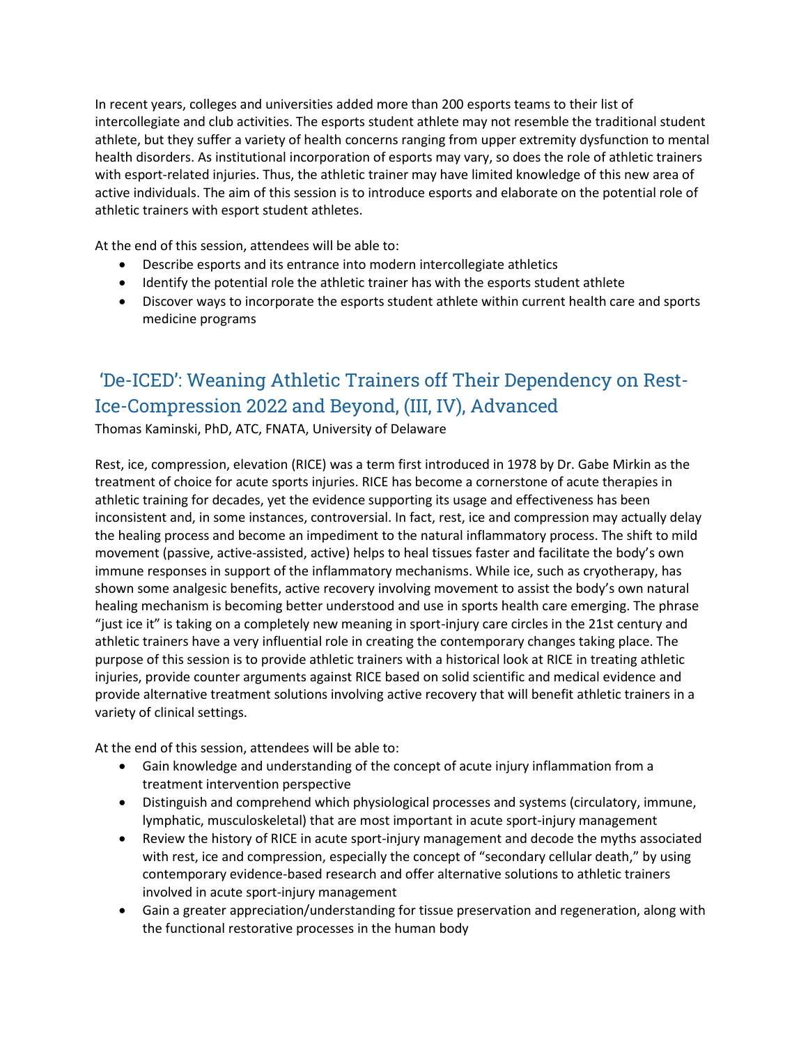In recent years, colleges and universities added more than 200 esports teams to their list of intercollegiate and club activities. The esports student athlete may not resemble the traditional student athlete, but they suffer a variety of health concerns ranging from upper extremity dysfunction to mental health disorders. As institutional incorporation of esports may vary, so does the role of athletic trainers with esport-related injuries. Thus, the athletic trainer may have limited knowledge of this new area of active individuals. The aim of this session is to introduce esports and elaborate on the potential role of athletic trainers with esport student athletes.

At the end of this session, attendees will be able to:

- Describe esports and its entrance into modern intercollegiate athletics
- Identify the potential role the athletic trainer has with the esports student athlete
- Discover ways to incorporate the esports student athlete within current health care and sports medicine programs

## 'De-ICED': Weaning Athletic Trainers off Their Dependency on Rest-Ice-Compression 2022 and Beyond, (III, IV), Advanced

Thomas Kaminski, PhD, ATC, FNATA, University of Delaware

Rest, ice, compression, elevation (RICE) was a term first introduced in 1978 by Dr. Gabe Mirkin as the treatment of choice for acute sports injuries. RICE has become a cornerstone of acute therapies in athletic training for decades, yet the evidence supporting its usage and effectiveness has been inconsistent and, in some instances, controversial. In fact, rest, ice and compression may actually delay the healing process and become an impediment to the natural inflammatory process. The shift to mild movement (passive, active-assisted, active) helps to heal tissues faster and facilitate the body's own immune responses in support of the inflammatory mechanisms. While ice, such as cryotherapy, has shown some analgesic benefits, active recovery involving movement to assist the body's own natural healing mechanism is becoming better understood and use in sports health care emerging. The phrase "just ice it" is taking on a completely new meaning in sport-injury care circles in the 21st century and athletic trainers have a very influential role in creating the contemporary changes taking place. The purpose of this session is to provide athletic trainers with a historical look at RICE in treating athletic injuries, provide counter arguments against RICE based on solid scientific and medical evidence and provide alternative treatment solutions involving active recovery that will benefit athletic trainers in a variety of clinical settings.

At the end of this session, attendees will be able to:

- Gain knowledge and understanding of the concept of acute injury inflammation from a treatment intervention perspective
- Distinguish and comprehend which physiological processes and systems (circulatory, immune, lymphatic, musculoskeletal) that are most important in acute sport-injury management
- Review the history of RICE in acute sport-injury management and decode the myths associated with rest, ice and compression, especially the concept of "secondary cellular death," by using contemporary evidence-based research and offer alternative solutions to athletic trainers involved in acute sport-injury management
- Gain a greater appreciation/understanding for tissue preservation and regeneration, along with the functional restorative processes in the human body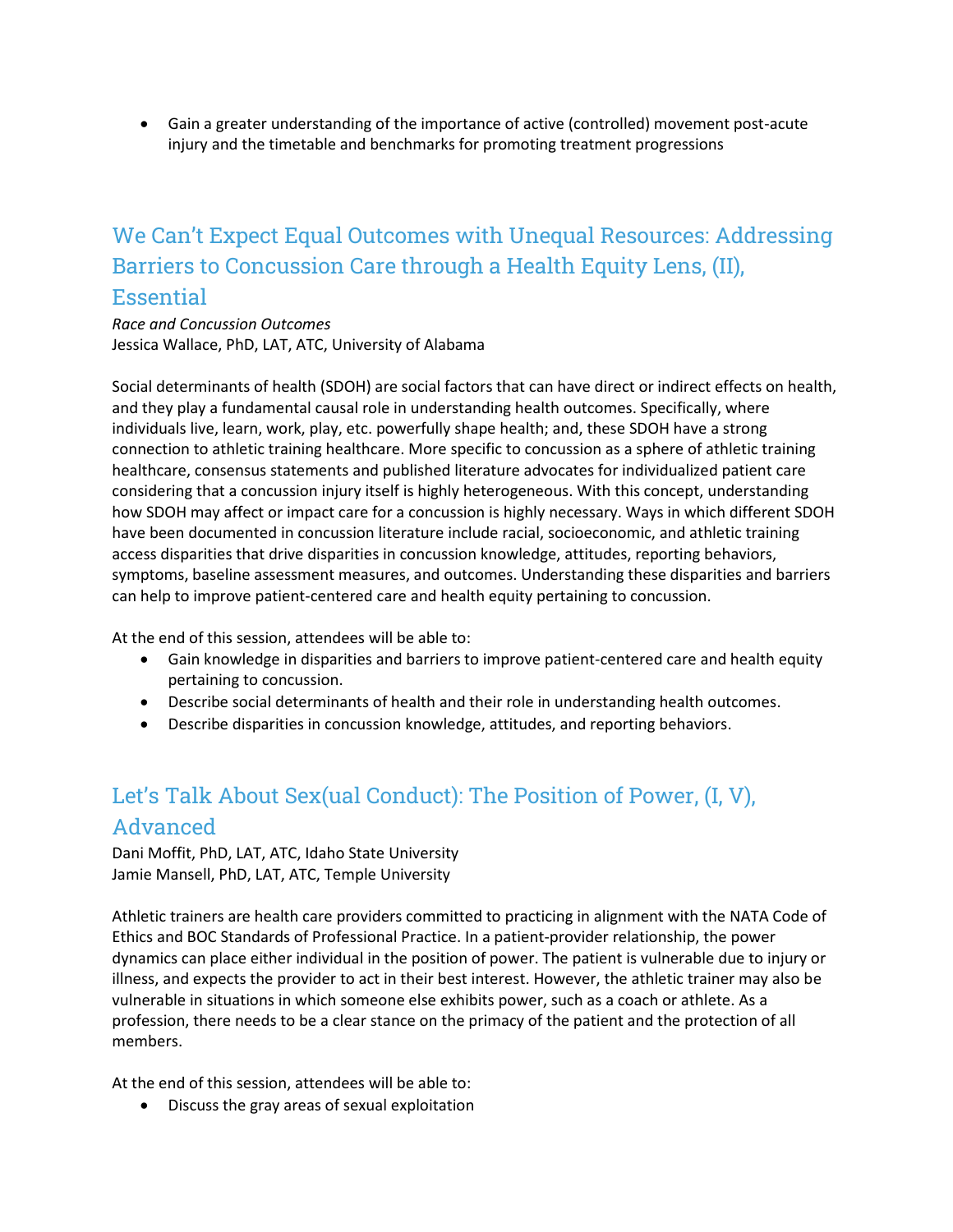- Gain a greater understanding of the importance of active (controlled) movement post-acute injury and the timetable and benchmarks for promoting treatment progressions

## We Can't Expect Equal Outcomes with Unequal Resources: Addressing Barriers to Concussion Care through a Health Equity Lens, (II), Essential

*Race and Concussion Outcomes*
Jessica Wallace, PhD, LAT, ATC, University of Alabama

Social determinants of health (SDOH) are social factors that can have direct or indirect effects on health, and they play a fundamental causal role in understanding health outcomes. Specifically, where individuals live, learn, work, play, etc. powerfully shape health; and, these SDOH have a strong connection to athletic training healthcare. More specific to concussion as a sphere of athletic training healthcare, consensus statements and published literature advocates for individualized patient care considering that a concussion injury itself is highly heterogeneous. With this concept, understanding how SDOH may affect or impact care for a concussion is highly necessary. Ways in which different SDOH have been documented in concussion literature include racial, socioeconomic, and athletic training access disparities that drive disparities in concussion knowledge, attitudes, reporting behaviors, symptoms, baseline assessment measures, and outcomes. Understanding these disparities and barriers can help to improve patient-centered care and health equity pertaining to concussion.

At the end of this session, attendees will be able to:

- Gain knowledge in disparities and barriers to improve patient-centered care and health equity pertaining to concussion.
- Describe social determinants of health and their role in understanding health outcomes.
- Describe disparities in concussion knowledge, attitudes, and reporting behaviors.

## Let's Talk About Sex(ual Conduct): The Position of Power, (I, V), Advanced

Dani Moffit, PhD, LAT, ATC, Idaho State University
Jamie Mansell, PhD, LAT, ATC, Temple University

Athletic trainers are health care providers committed to practicing in alignment with the NATA Code of Ethics and BOC Standards of Professional Practice. In a patient-provider relationship, the power dynamics can place either individual in the position of power. The patient is vulnerable due to injury or illness, and expects the provider to act in their best interest. However, the athletic trainer may also be vulnerable in situations in which someone else exhibits power, such as a coach or athlete. As a profession, there needs to be a clear stance on the primacy of the patient and the protection of all members.

At the end of this session, attendees will be able to:

- Discuss the gray areas of sexual exploitation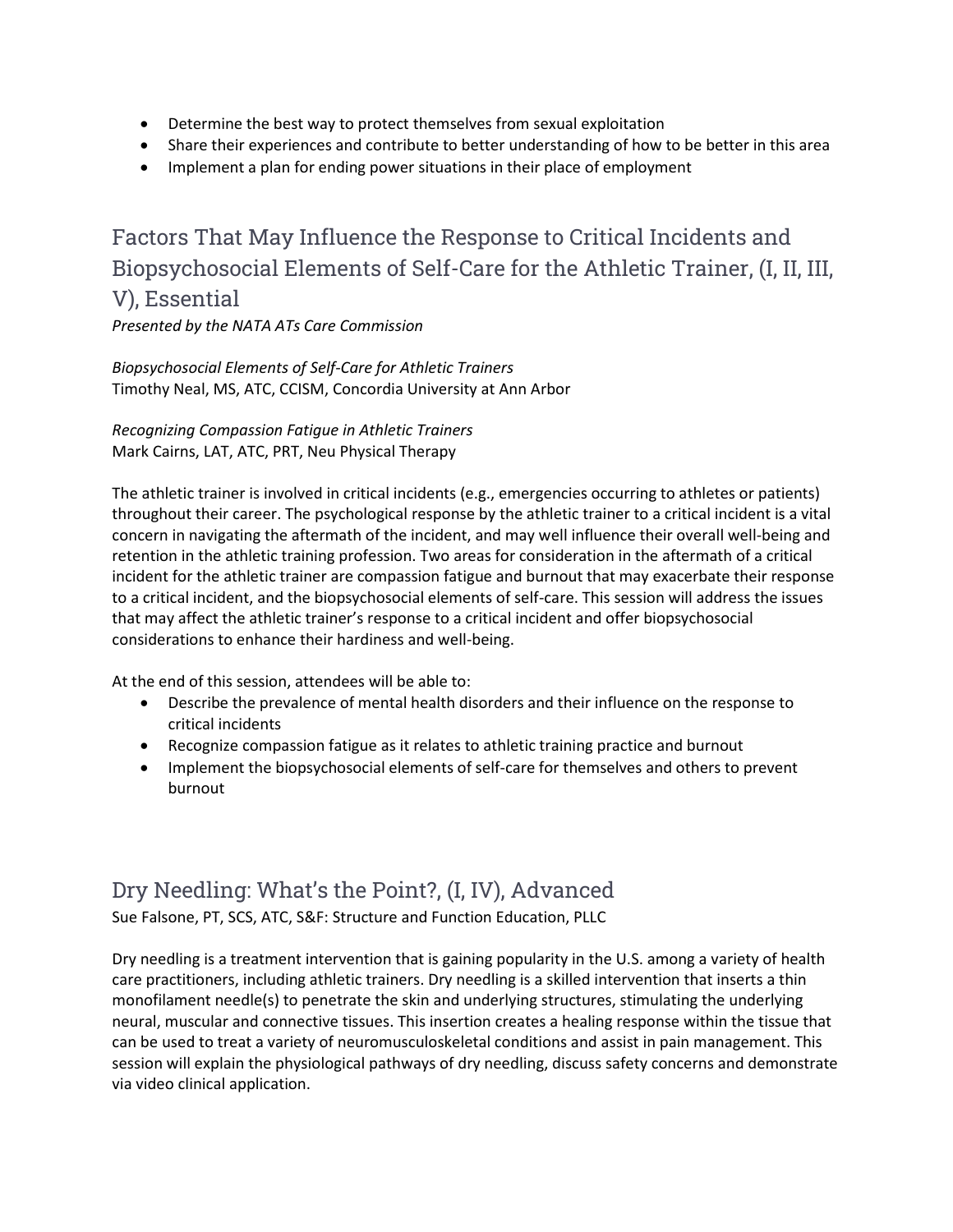- Determine the best way to protect themselves from sexual exploitation
- Share their experiences and contribute to better understanding of how to be better in this area
- Implement a plan for ending power situations in their place of employment

## Factors That May Influence the Response to Critical Incidents and Biopsychosocial Elements of Self-Care for the Athletic Trainer, (I, II, III, V), Essential

*Presented by the NATA ATs Care Commission*

*Biopsychosocial Elements of Self-Care for Athletic Trainers*
Timothy Neal, MS, ATC, CCISM, Concordia University at Ann Arbor

*Recognizing Compassion Fatigue in Athletic Trainers*
Mark Cairns, LAT, ATC, PRT, Neu Physical Therapy

The athletic trainer is involved in critical incidents (e.g., emergencies occurring to athletes or patients) throughout their career. The psychological response by the athletic trainer to a critical incident is a vital concern in navigating the aftermath of the incident, and may well influence their overall well-being and retention in the athletic training profession. Two areas for consideration in the aftermath of a critical incident for the athletic trainer are compassion fatigue and burnout that may exacerbate their response to a critical incident, and the biopsychosocial elements of self-care. This session will address the issues that may affect the athletic trainer's response to a critical incident and offer biopsychosocial considerations to enhance their hardiness and well-being.

At the end of this session, attendees will be able to:

- Describe the prevalence of mental health disorders and their influence on the response to critical incidents
- Recognize compassion fatigue as it relates to athletic training practice and burnout
- Implement the biopsychosocial elements of self-care for themselves and others to prevent burnout

## Dry Needling: What's the Point?, (I, IV), Advanced

Sue Falsone, PT, SCS, ATC, S&F: Structure and Function Education, PLLC

Dry needling is a treatment intervention that is gaining popularity in the U.S. among a variety of health care practitioners, including athletic trainers. Dry needling is a skilled intervention that inserts a thin monofilament needle(s) to penetrate the skin and underlying structures, stimulating the underlying neural, muscular and connective tissues. This insertion creates a healing response within the tissue that can be used to treat a variety of neuromusculoskeletal conditions and assist in pain management. This session will explain the physiological pathways of dry needling, discuss safety concerns and demonstrate via video clinical application.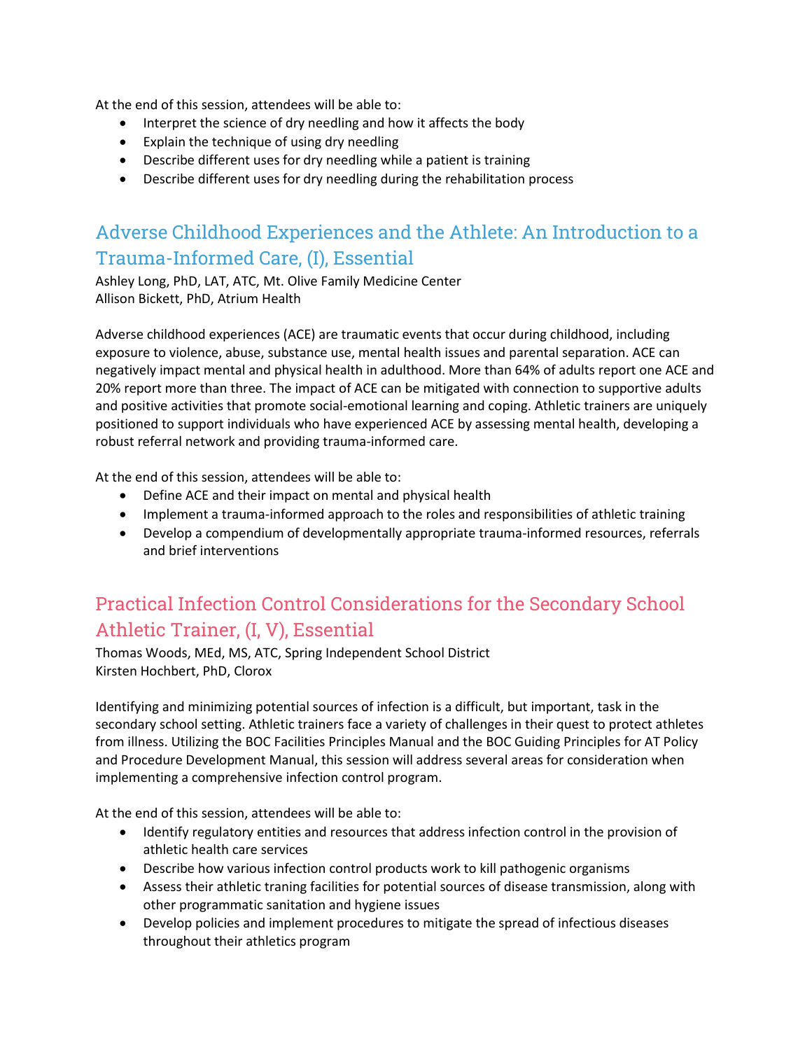At the end of this session, attendees will be able to:

- Interpret the science of dry needling and how it affects the body
- Explain the technique of using dry needling
- Describe different uses for dry needling while a patient is training
- Describe different uses for dry needling during the rehabilitation process

## Adverse Childhood Experiences and the Athlete: An Introduction to a Trauma-Informed Care, (I), Essential

Ashley Long, PhD, LAT, ATC, Mt. Olive Family Medicine Center
Allison Bickett, PhD, Atrium Health

Adverse childhood experiences (ACE) are traumatic events that occur during childhood, including exposure to violence, abuse, substance use, mental health issues and parental separation. ACE can negatively impact mental and physical health in adulthood. More than 64% of adults report one ACE and 20% report more than three. The impact of ACE can be mitigated with connection to supportive adults and positive activities that promote social-emotional learning and coping. Athletic trainers are uniquely positioned to support individuals who have experienced ACE by assessing mental health, developing a robust referral network and providing trauma-informed care.

At the end of this session, attendees will be able to:

- Define ACE and their impact on mental and physical health
- Implement a trauma-informed approach to the roles and responsibilities of athletic training
- Develop a compendium of developmentally appropriate trauma-informed resources, referrals and brief interventions

## Practical Infection Control Considerations for the Secondary School Athletic Trainer, (I, V), Essential

Thomas Woods, MEd, MS, ATC, Spring Independent School District
Kirsten Hochbert, PhD, Clorox

Identifying and minimizing potential sources of infection is a difficult, but important, task in the secondary school setting. Athletic trainers face a variety of challenges in their quest to protect athletes from illness. Utilizing the BOC Facilities Principles Manual and the BOC Guiding Principles for AT Policy and Procedure Development Manual, this session will address several areas for consideration when implementing a comprehensive infection control program.

At the end of this session, attendees will be able to:

- Identify regulatory entities and resources that address infection control in the provision of athletic health care services
- Describe how various infection control products work to kill pathogenic organisms
- Assess their athletic traning facilities for potential sources of disease transmission, along with other programmatic sanitation and hygiene issues
- Develop policies and implement procedures to mitigate the spread of infectious diseases throughout their athletics program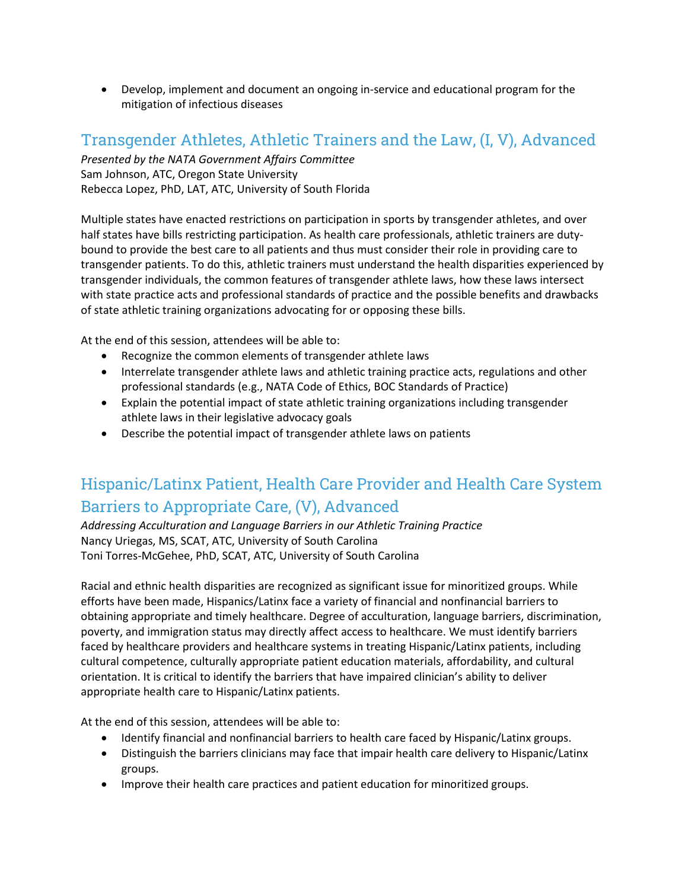- Develop, implement and document an ongoing in-service and educational program for the mitigation of infectious diseases

## Transgender Athletes, Athletic Trainers and the Law, (I, V), Advanced

*Presented by the NATA Government Affairs Committee*
Sam Johnson, ATC, Oregon State University
Rebecca Lopez, PhD, LAT, ATC, University of South Florida

Multiple states have enacted restrictions on participation in sports by transgender athletes, and over half states have bills restricting participation. As health care professionals, athletic trainers are duty-bound to provide the best care to all patients and thus must consider their role in providing care to transgender patients. To do this, athletic trainers must understand the health disparities experienced by transgender individuals, the common features of transgender athlete laws, how these laws intersect with state practice acts and professional standards of practice and the possible benefits and drawbacks of state athletic training organizations advocating for or opposing these bills.

At the end of this session, attendees will be able to:

- Recognize the common elements of transgender athlete laws
- Interrelate transgender athlete laws and athletic training practice acts, regulations and other professional standards (e.g., NATA Code of Ethics, BOC Standards of Practice)
- Explain the potential impact of state athletic training organizations including transgender athlete laws in their legislative advocacy goals
- Describe the potential impact of transgender athlete laws on patients

## Hispanic/Latinx Patient, Health Care Provider and Health Care System Barriers to Appropriate Care, (V), Advanced

*Addressing Acculturation and Language Barriers in our Athletic Training Practice*
Nancy Uriegas, MS, SCAT, ATC, University of South Carolina
Toni Torres-McGehee, PhD, SCAT, ATC, University of South Carolina

Racial and ethnic health disparities are recognized as significant issue for minoritized groups. While efforts have been made, Hispanics/Latinx face a variety of financial and nonfinancial barriers to obtaining appropriate and timely healthcare. Degree of acculturation, language barriers, discrimination, poverty, and immigration status may directly affect access to healthcare. We must identify barriers faced by healthcare providers and healthcare systems in treating Hispanic/Latinx patients, including cultural competence, culturally appropriate patient education materials, affordability, and cultural orientation. It is critical to identify the barriers that have impaired clinician's ability to deliver appropriate health care to Hispanic/Latinx patients.

At the end of this session, attendees will be able to:

- Identify financial and nonfinancial barriers to health care faced by Hispanic/Latinx groups.
- Distinguish the barriers clinicians may face that impair health care delivery to Hispanic/Latinx groups.
- Improve their health care practices and patient education for minoritized groups.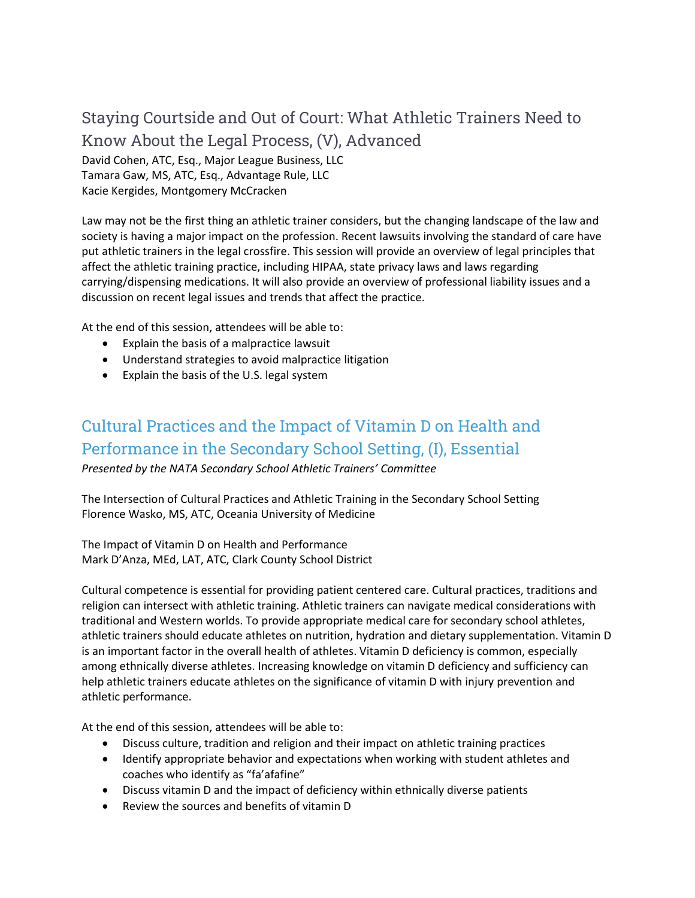## Staying Courtside and Out of Court: What Athletic Trainers Need to Know About the Legal Process, (V), Advanced

David Cohen, ATC, Esq., Major League Business, LLC
Tamara Gaw, MS, ATC, Esq., Advantage Rule, LLC
Kacie Kergides, Montgomery McCracken

Law may not be the first thing an athletic trainer considers, but the changing landscape of the law and society is having a major impact on the profession. Recent lawsuits involving the standard of care have put athletic trainers in the legal crossfire. This session will provide an overview of legal principles that affect the athletic training practice, including HIPAA, state privacy laws and laws regarding carrying/dispensing medications. It will also provide an overview of professional liability issues and a discussion on recent legal issues and trends that affect the practice.

At the end of this session, attendees will be able to:

- Explain the basis of a malpractice lawsuit
- Understand strategies to avoid malpractice litigation
- Explain the basis of the U.S. legal system

## Cultural Practices and the Impact of Vitamin D on Health and Performance in the Secondary School Setting, (I), Essential

*Presented by the NATA Secondary School Athletic Trainers' Committee*

The Intersection of Cultural Practices and Athletic Training in the Secondary School Setting
Florence Wasko, MS, ATC, Oceania University of Medicine

The Impact of Vitamin D on Health and Performance
Mark D'Anza, MEd, LAT, ATC, Clark County School District

Cultural competence is essential for providing patient centered care. Cultural practices, traditions and religion can intersect with athletic training. Athletic trainers can navigate medical considerations with traditional and Western worlds. To provide appropriate medical care for secondary school athletes, athletic trainers should educate athletes on nutrition, hydration and dietary supplementation. Vitamin D is an important factor in the overall health of athletes. Vitamin D deficiency is common, especially among ethnically diverse athletes. Increasing knowledge on vitamin D deficiency and sufficiency can help athletic trainers educate athletes on the significance of vitamin D with injury prevention and athletic performance.

At the end of this session, attendees will be able to:

- Discuss culture, tradition and religion and their impact on athletic training practices
- Identify appropriate behavior and expectations when working with student athletes and coaches who identify as "fa'afafine"
- Discuss vitamin D and the impact of deficiency within ethnically diverse patients
- Review the sources and benefits of vitamin D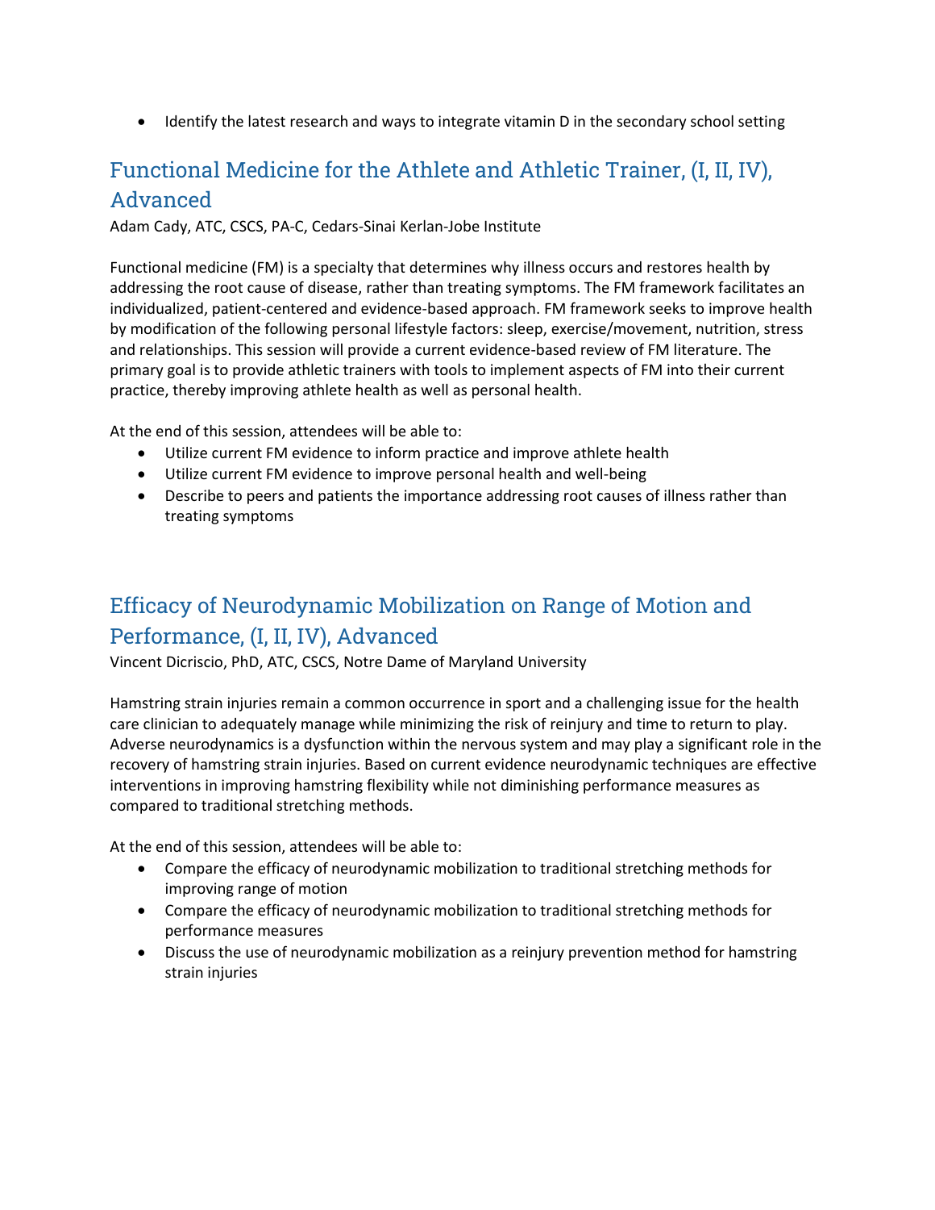- Identify the latest research and ways to integrate vitamin D in the secondary school setting

## Functional Medicine for the Athlete and Athletic Trainer, (I, II, IV), Advanced

Adam Cady, ATC, CSCS, PA-C, Cedars-Sinai Kerlan-Jobe Institute

Functional medicine (FM) is a specialty that determines why illness occurs and restores health by addressing the root cause of disease, rather than treating symptoms. The FM framework facilitates an individualized, patient-centered and evidence-based approach. FM framework seeks to improve health by modification of the following personal lifestyle factors: sleep, exercise/movement, nutrition, stress and relationships. This session will provide a current evidence-based review of FM literature. The primary goal is to provide athletic trainers with tools to implement aspects of FM into their current practice, thereby improving athlete health as well as personal health.

At the end of this session, attendees will be able to:

- Utilize current FM evidence to inform practice and improve athlete health
- Utilize current FM evidence to improve personal health and well-being
- Describe to peers and patients the importance addressing root causes of illness rather than treating symptoms

## Efficacy of Neurodynamic Mobilization on Range of Motion and Performance, (I, II, IV), Advanced

Vincent Dicriscio, PhD, ATC, CSCS, Notre Dame of Maryland University

Hamstring strain injuries remain a common occurrence in sport and a challenging issue for the health care clinician to adequately manage while minimizing the risk of reinjury and time to return to play. Adverse neurodynamics is a dysfunction within the nervous system and may play a significant role in the recovery of hamstring strain injuries. Based on current evidence neurodynamic techniques are effective interventions in improving hamstring flexibility while not diminishing performance measures as compared to traditional stretching methods.

At the end of this session, attendees will be able to:

- Compare the efficacy of neurodynamic mobilization to traditional stretching methods for improving range of motion
- Compare the efficacy of neurodynamic mobilization to traditional stretching methods for performance measures
- Discuss the use of neurodynamic mobilization as a reinjury prevention method for hamstring strain injuries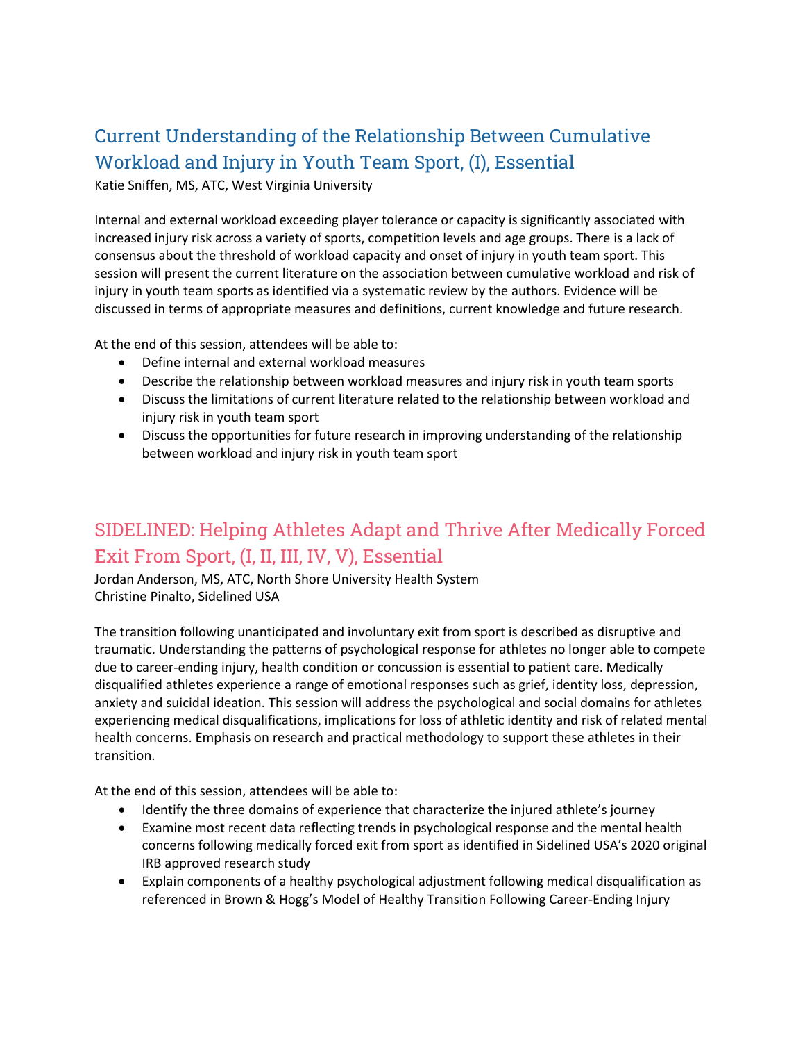## Current Understanding of the Relationship Between Cumulative Workload and Injury in Youth Team Sport, (I), Essential

Katie Sniffen, MS, ATC, West Virginia University

Internal and external workload exceeding player tolerance or capacity is significantly associated with increased injury risk across a variety of sports, competition levels and age groups. There is a lack of consensus about the threshold of workload capacity and onset of injury in youth team sport. This session will present the current literature on the association between cumulative workload and risk of injury in youth team sports as identified via a systematic review by the authors. Evidence will be discussed in terms of appropriate measures and definitions, current knowledge and future research.

At the end of this session, attendees will be able to:

- Define internal and external workload measures
- Describe the relationship between workload measures and injury risk in youth team sports
- Discuss the limitations of current literature related to the relationship between workload and injury risk in youth team sport
- Discuss the opportunities for future research in improving understanding of the relationship between workload and injury risk in youth team sport

## SIDELINED: Helping Athletes Adapt and Thrive After Medically Forced Exit From Sport, (I, II, III, IV, V), Essential

Jordan Anderson, MS, ATC, North Shore University Health System
Christine Pinalto, Sidelined USA

The transition following unanticipated and involuntary exit from sport is described as disruptive and traumatic. Understanding the patterns of psychological response for athletes no longer able to compete due to career-ending injury, health condition or concussion is essential to patient care. Medically disqualified athletes experience a range of emotional responses such as grief, identity loss, depression, anxiety and suicidal ideation. This session will address the psychological and social domains for athletes experiencing medical disqualifications, implications for loss of athletic identity and risk of related mental health concerns. Emphasis on research and practical methodology to support these athletes in their transition.

At the end of this session, attendees will be able to:

- Identify the three domains of experience that characterize the injured athlete's journey
- Examine most recent data reflecting trends in psychological response and the mental health concerns following medically forced exit from sport as identified in Sidelined USA's 2020 original IRB approved research study
- Explain components of a healthy psychological adjustment following medical disqualification as referenced in Brown & Hogg's Model of Healthy Transition Following Career-Ending Injury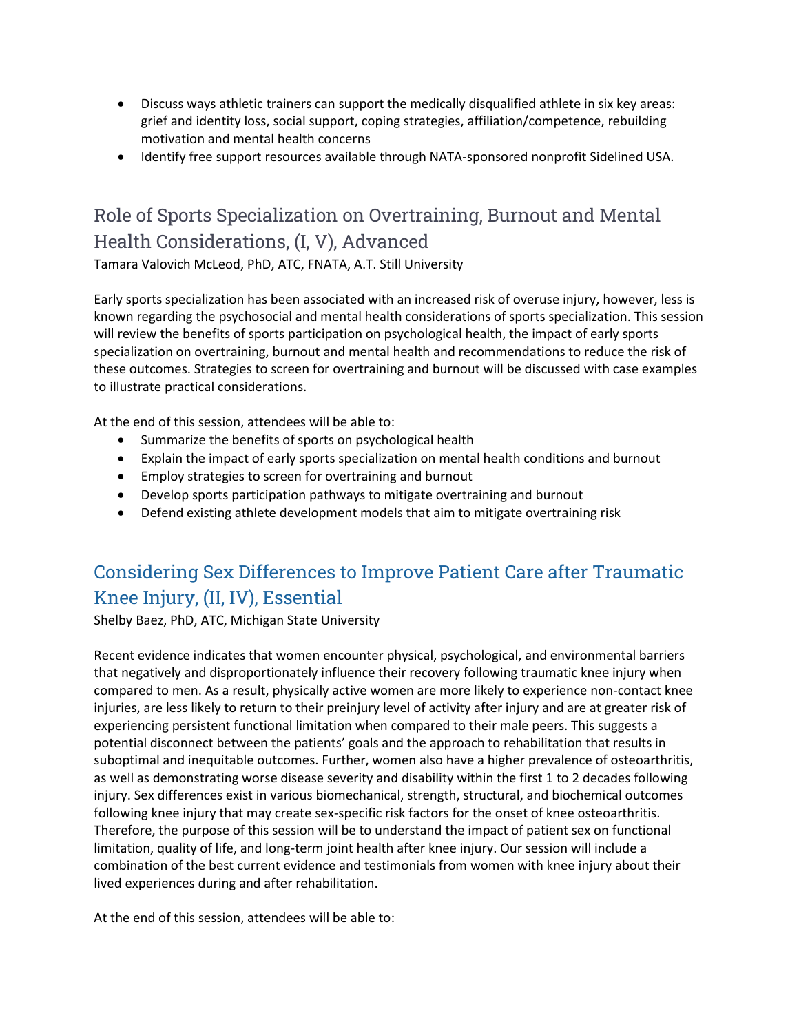- Discuss ways athletic trainers can support the medically disqualified athlete in six key areas: grief and identity loss, social support, coping strategies, affiliation/competence, rebuilding motivation and mental health concerns
- Identify free support resources available through NATA-sponsored nonprofit Sidelined USA.

## Role of Sports Specialization on Overtraining, Burnout and Mental Health Considerations, (I, V), Advanced

Tamara Valovich McLeod, PhD, ATC, FNATA, A.T. Still University

Early sports specialization has been associated with an increased risk of overuse injury, however, less is known regarding the psychosocial and mental health considerations of sports specialization. This session will review the benefits of sports participation on psychological health, the impact of early sports specialization on overtraining, burnout and mental health and recommendations to reduce the risk of these outcomes. Strategies to screen for overtraining and burnout will be discussed with case examples to illustrate practical considerations.

At the end of this session, attendees will be able to:

- Summarize the benefits of sports on psychological health
- Explain the impact of early sports specialization on mental health conditions and burnout
- Employ strategies to screen for overtraining and burnout
- Develop sports participation pathways to mitigate overtraining and burnout
- Defend existing athlete development models that aim to mitigate overtraining risk

## Considering Sex Differences to Improve Patient Care after Traumatic Knee Injury, (II, IV), Essential

Shelby Baez, PhD, ATC, Michigan State University

Recent evidence indicates that women encounter physical, psychological, and environmental barriers that negatively and disproportionately influence their recovery following traumatic knee injury when compared to men. As a result, physically active women are more likely to experience non-contact knee injuries, are less likely to return to their preinjury level of activity after injury and are at greater risk of experiencing persistent functional limitation when compared to their male peers. This suggests a potential disconnect between the patients' goals and the approach to rehabilitation that results in suboptimal and inequitable outcomes. Further, women also have a higher prevalence of osteoarthritis, as well as demonstrating worse disease severity and disability within the first 1 to 2 decades following injury. Sex differences exist in various biomechanical, strength, structural, and biochemical outcomes following knee injury that may create sex-specific risk factors for the onset of knee osteoarthritis. Therefore, the purpose of this session will be to understand the impact of patient sex on functional limitation, quality of life, and long-term joint health after knee injury. Our session will include a combination of the best current evidence and testimonials from women with knee injury about their lived experiences during and after rehabilitation.

At the end of this session, attendees will be able to: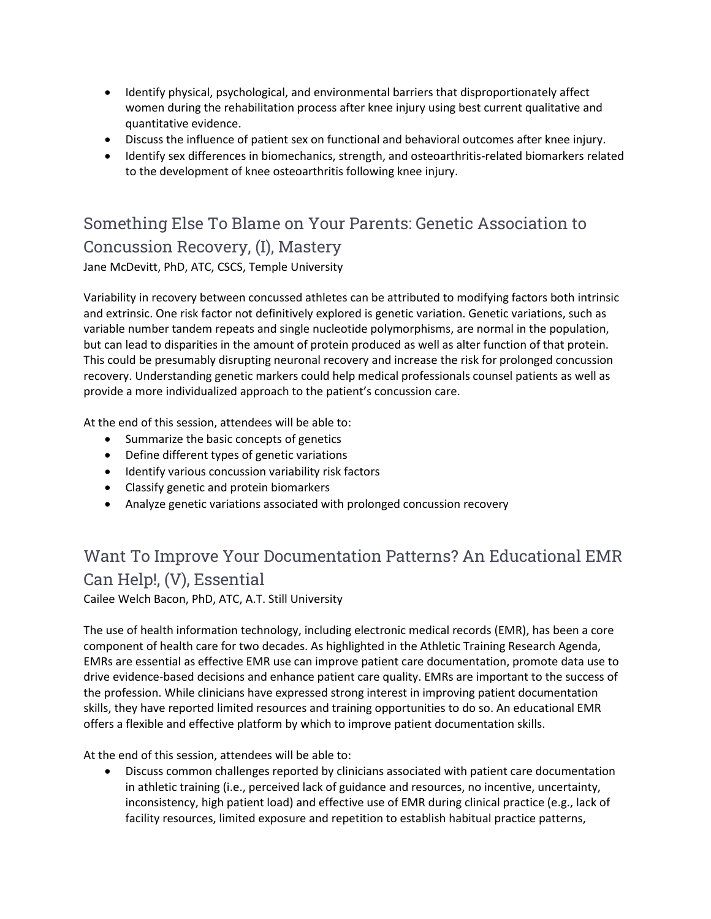- Identify physical, psychological, and environmental barriers that disproportionately affect women during the rehabilitation process after knee injury using best current qualitative and quantitative evidence.
- Discuss the influence of patient sex on functional and behavioral outcomes after knee injury.
- Identify sex differences in biomechanics, strength, and osteoarthritis-related biomarkers related to the development of knee osteoarthritis following knee injury.

## Something Else To Blame on Your Parents: Genetic Association to Concussion Recovery, (I), Mastery

Jane McDevitt, PhD, ATC, CSCS, Temple University

Variability in recovery between concussed athletes can be attributed to modifying factors both intrinsic and extrinsic. One risk factor not definitively explored is genetic variation. Genetic variations, such as variable number tandem repeats and single nucleotide polymorphisms, are normal in the population, but can lead to disparities in the amount of protein produced as well as alter function of that protein. This could be presumably disrupting neuronal recovery and increase the risk for prolonged concussion recovery. Understanding genetic markers could help medical professionals counsel patients as well as provide a more individualized approach to the patient's concussion care.

At the end of this session, attendees will be able to:

- Summarize the basic concepts of genetics
- Define different types of genetic variations
- Identify various concussion variability risk factors
- Classify genetic and protein biomarkers
- Analyze genetic variations associated with prolonged concussion recovery

## Want To Improve Your Documentation Patterns? An Educational EMR Can Help!, (V), Essential

Cailee Welch Bacon, PhD, ATC, A.T. Still University

The use of health information technology, including electronic medical records (EMR), has been a core component of health care for two decades. As highlighted in the Athletic Training Research Agenda, EMRs are essential as effective EMR use can improve patient care documentation, promote data use to drive evidence-based decisions and enhance patient care quality. EMRs are important to the success of the profession. While clinicians have expressed strong interest in improving patient documentation skills, they have reported limited resources and training opportunities to do so. An educational EMR offers a flexible and effective platform by which to improve patient documentation skills.

At the end of this session, attendees will be able to:

- Discuss common challenges reported by clinicians associated with patient care documentation in athletic training (i.e., perceived lack of guidance and resources, no incentive, uncertainty, inconsistency, high patient load) and effective use of EMR during clinical practice (e.g., lack of facility resources, limited exposure and repetition to establish habitual practice patterns,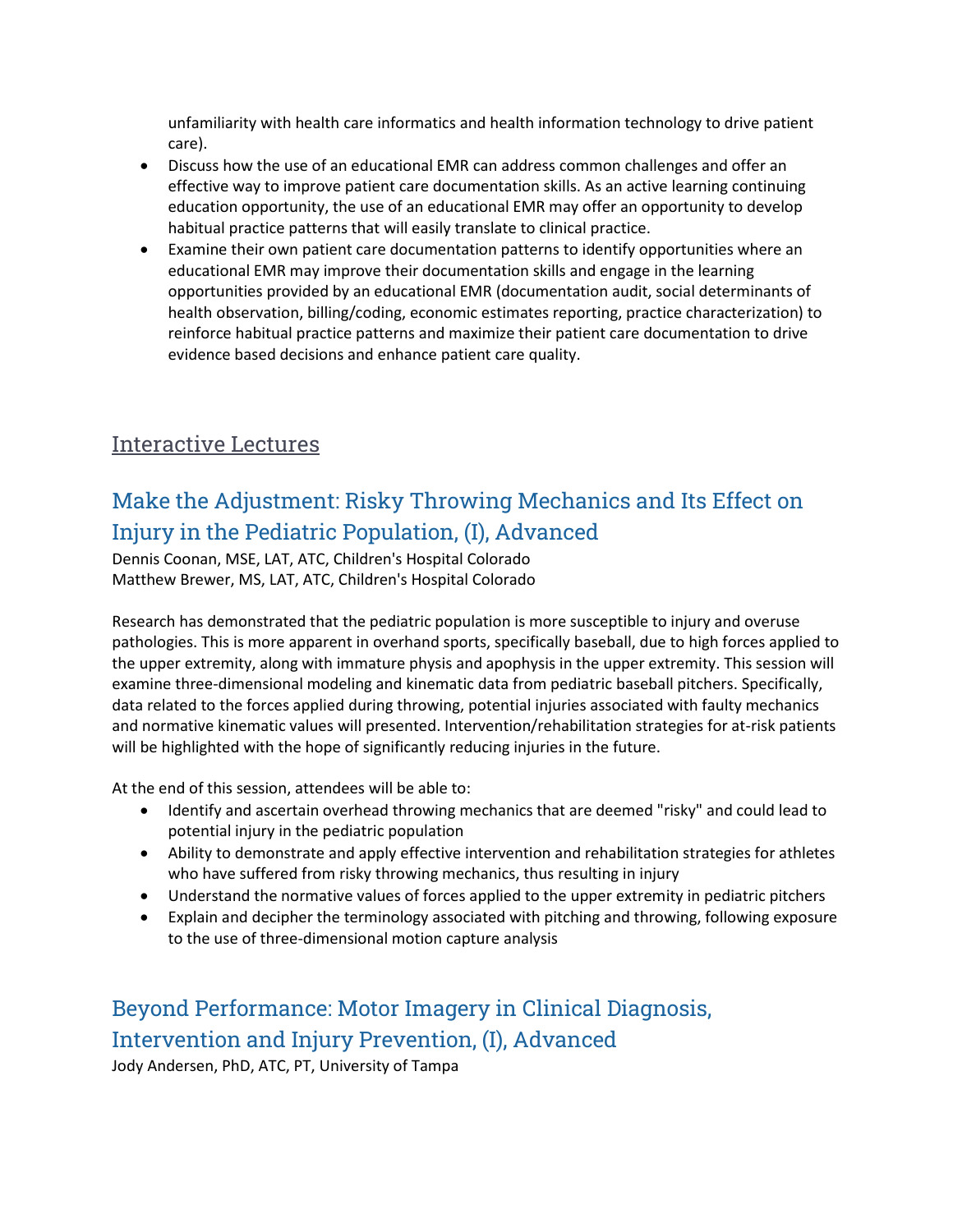unfamiliarity with health care informatics and health information technology to drive patient care).

- Discuss how the use of an educational EMR can address common challenges and offer an effective way to improve patient care documentation skills. As an active learning continuing education opportunity, the use of an educational EMR may offer an opportunity to develop habitual practice patterns that will easily translate to clinical practice.
- Examine their own patient care documentation patterns to identify opportunities where an educational EMR may improve their documentation skills and engage in the learning opportunities provided by an educational EMR (documentation audit, social determinants of health observation, billing/coding, economic estimates reporting, practice characterization) to reinforce habitual practice patterns and maximize their patient care documentation to drive evidence based decisions and enhance patient care quality.

## Interactive Lectures

### Make the Adjustment: Risky Throwing Mechanics and Its Effect on Injury in the Pediatric Population, (I), Advanced

Dennis Coonan, MSE, LAT, ATC, Children's Hospital Colorado
Matthew Brewer, MS, LAT, ATC, Children's Hospital Colorado

Research has demonstrated that the pediatric population is more susceptible to injury and overuse pathologies. This is more apparent in overhand sports, specifically baseball, due to high forces applied to the upper extremity, along with immature physis and apophysis in the upper extremity. This session will examine three-dimensional modeling and kinematic data from pediatric baseball pitchers. Specifically, data related to the forces applied during throwing, potential injuries associated with faulty mechanics and normative kinematic values will presented. Intervention/rehabilitation strategies for at-risk patients will be highlighted with the hope of significantly reducing injuries in the future.

At the end of this session, attendees will be able to:

- Identify and ascertain overhead throwing mechanics that are deemed "risky" and could lead to potential injury in the pediatric population
- Ability to demonstrate and apply effective intervention and rehabilitation strategies for athletes who have suffered from risky throwing mechanics, thus resulting in injury
- Understand the normative values of forces applied to the upper extremity in pediatric pitchers
- Explain and decipher the terminology associated with pitching and throwing, following exposure to the use of three-dimensional motion capture analysis

### Beyond Performance: Motor Imagery in Clinical Diagnosis, Intervention and Injury Prevention, (I), Advanced

Jody Andersen, PhD, ATC, PT, University of Tampa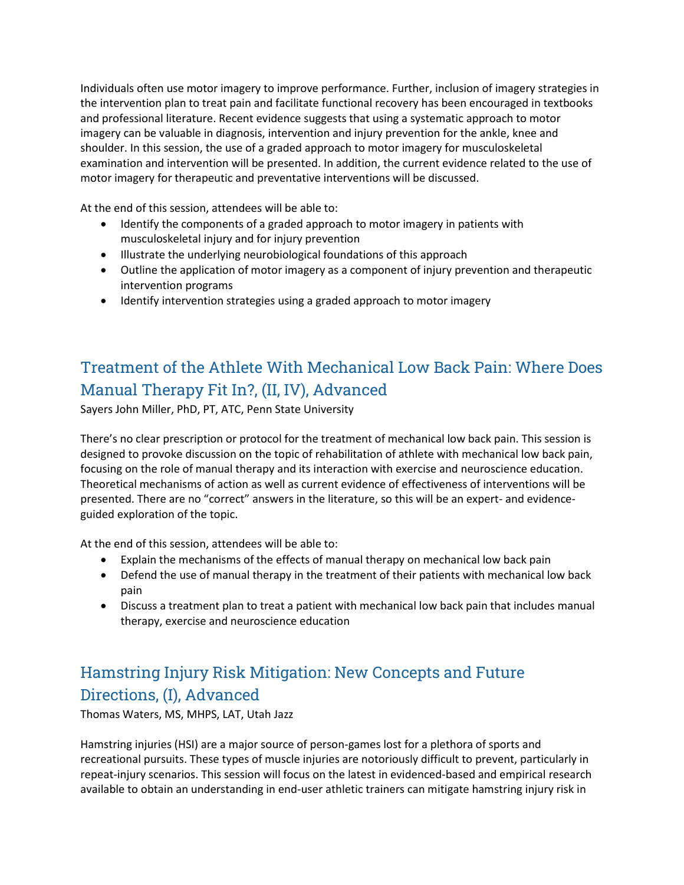Individuals often use motor imagery to improve performance. Further, inclusion of imagery strategies in the intervention plan to treat pain and facilitate functional recovery has been encouraged in textbooks and professional literature. Recent evidence suggests that using a systematic approach to motor imagery can be valuable in diagnosis, intervention and injury prevention for the ankle, knee and shoulder. In this session, the use of a graded approach to motor imagery for musculoskeletal examination and intervention will be presented. In addition, the current evidence related to the use of motor imagery for therapeutic and preventative interventions will be discussed.

At the end of this session, attendees will be able to:

- Identify the components of a graded approach to motor imagery in patients with musculoskeletal injury and for injury prevention
- Illustrate the underlying neurobiological foundations of this approach
- Outline the application of motor imagery as a component of injury prevention and therapeutic intervention programs
- Identify intervention strategies using a graded approach to motor imagery

## Treatment of the Athlete With Mechanical Low Back Pain: Where Does Manual Therapy Fit In?, (II, IV), Advanced

Sayers John Miller, PhD, PT, ATC, Penn State University

There's no clear prescription or protocol for the treatment of mechanical low back pain. This session is designed to provoke discussion on the topic of rehabilitation of athlete with mechanical low back pain, focusing on the role of manual therapy and its interaction with exercise and neuroscience education. Theoretical mechanisms of action as well as current evidence of effectiveness of interventions will be presented. There are no "correct" answers in the literature, so this will be an expert- and evidence-guided exploration of the topic.

At the end of this session, attendees will be able to:

- Explain the mechanisms of the effects of manual therapy on mechanical low back pain
- Defend the use of manual therapy in the treatment of their patients with mechanical low back pain
- Discuss a treatment plan to treat a patient with mechanical low back pain that includes manual therapy, exercise and neuroscience education

## Hamstring Injury Risk Mitigation: New Concepts and Future Directions, (I), Advanced

Thomas Waters, MS, MHPS, LAT, Utah Jazz

Hamstring injuries (HSI) are a major source of person-games lost for a plethora of sports and recreational pursuits. These types of muscle injuries are notoriously difficult to prevent, particularly in repeat-injury scenarios. This session will focus on the latest in evidenced-based and empirical research available to obtain an understanding in end-user athletic trainers can mitigate hamstring injury risk in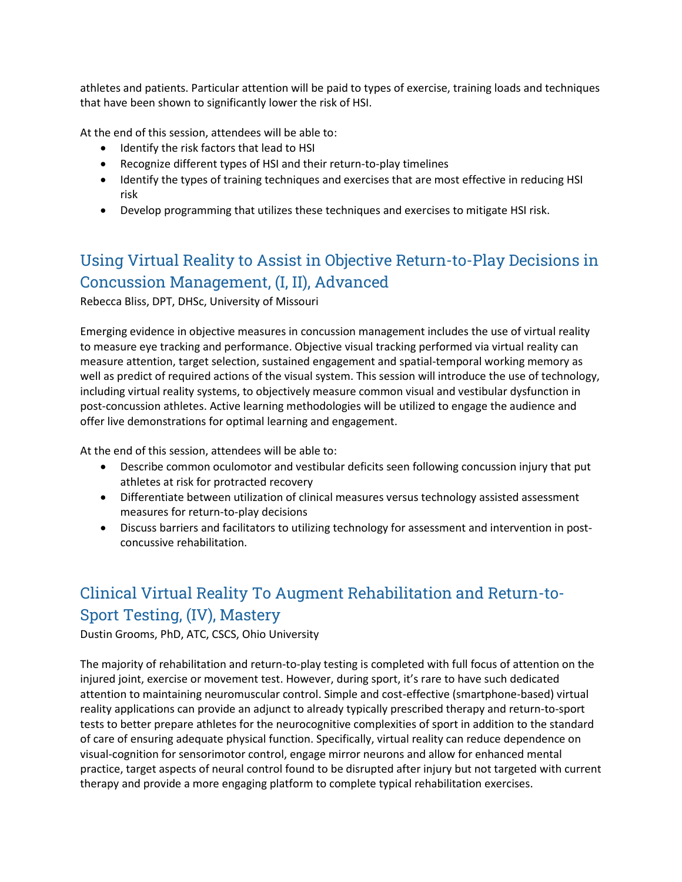athletes and patients. Particular attention will be paid to types of exercise, training loads and techniques that have been shown to significantly lower the risk of HSI.

At the end of this session, attendees will be able to:

- Identify the risk factors that lead to HSI
- Recognize different types of HSI and their return-to-play timelines
- Identify the types of training techniques and exercises that are most effective in reducing HSI risk
- Develop programming that utilizes these techniques and exercises to mitigate HSI risk.

## Using Virtual Reality to Assist in Objective Return-to-Play Decisions in Concussion Management, (I, II), Advanced

Rebecca Bliss, DPT, DHSc, University of Missouri

Emerging evidence in objective measures in concussion management includes the use of virtual reality to measure eye tracking and performance. Objective visual tracking performed via virtual reality can measure attention, target selection, sustained engagement and spatial-temporal working memory as well as predict of required actions of the visual system. This session will introduce the use of technology, including virtual reality systems, to objectively measure common visual and vestibular dysfunction in post-concussion athletes. Active learning methodologies will be utilized to engage the audience and offer live demonstrations for optimal learning and engagement.

At the end of this session, attendees will be able to:

- Describe common oculomotor and vestibular deficits seen following concussion injury that put athletes at risk for protracted recovery
- Differentiate between utilization of clinical measures versus technology assisted assessment measures for return-to-play decisions
- Discuss barriers and facilitators to utilizing technology for assessment and intervention in post-concussive rehabilitation.

## Clinical Virtual Reality To Augment Rehabilitation and Return-to-Sport Testing, (IV), Mastery

Dustin Grooms, PhD, ATC, CSCS, Ohio University

The majority of rehabilitation and return-to-play testing is completed with full focus of attention on the injured joint, exercise or movement test. However, during sport, it's rare to have such dedicated attention to maintaining neuromuscular control. Simple and cost-effective (smartphone-based) virtual reality applications can provide an adjunct to already typically prescribed therapy and return-to-sport tests to better prepare athletes for the neurocognitive complexities of sport in addition to the standard of care of ensuring adequate physical function. Specifically, virtual reality can reduce dependence on visual-cognition for sensorimotor control, engage mirror neurons and allow for enhanced mental practice, target aspects of neural control found to be disrupted after injury but not targeted with current therapy and provide a more engaging platform to complete typical rehabilitation exercises.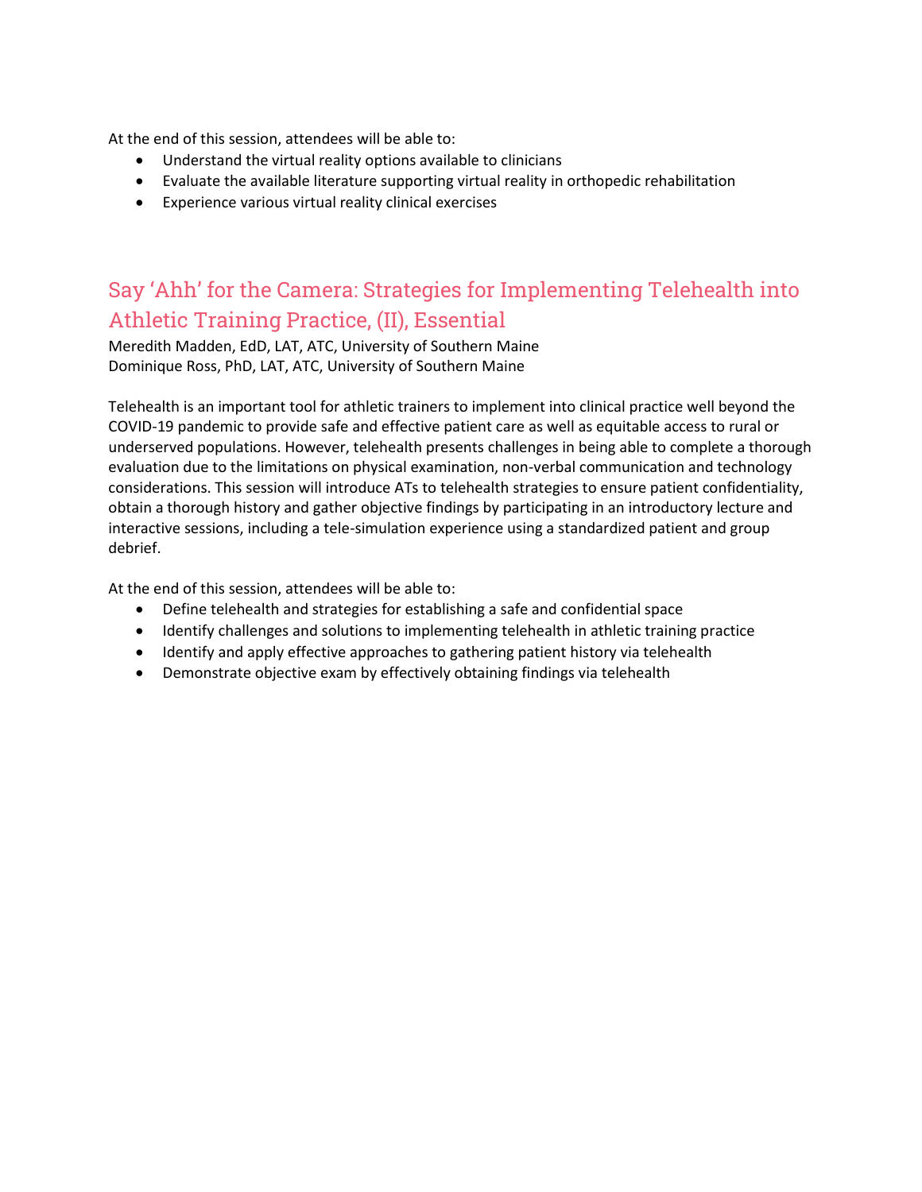At the end of this session, attendees will be able to:

- Understand the virtual reality options available to clinicians
- Evaluate the available literature supporting virtual reality in orthopedic rehabilitation
- Experience various virtual reality clinical exercises

## Say 'Ahh' for the Camera: Strategies for Implementing Telehealth into Athletic Training Practice, (II), Essential

Meredith Madden, EdD, LAT, ATC, University of Southern Maine
Dominique Ross, PhD, LAT, ATC, University of Southern Maine

Telehealth is an important tool for athletic trainers to implement into clinical practice well beyond the COVID-19 pandemic to provide safe and effective patient care as well as equitable access to rural or underserved populations. However, telehealth presents challenges in being able to complete a thorough evaluation due to the limitations on physical examination, non-verbal communication and technology considerations. This session will introduce ATs to telehealth strategies to ensure patient confidentiality, obtain a thorough history and gather objective findings by participating in an introductory lecture and interactive sessions, including a tele-simulation experience using a standardized patient and group debrief.

At the end of this session, attendees will be able to:

- Define telehealth and strategies for establishing a safe and confidential space
- Identify challenges and solutions to implementing telehealth in athletic training practice
- Identify and apply effective approaches to gathering patient history via telehealth
- Demonstrate objective exam by effectively obtaining findings via telehealth